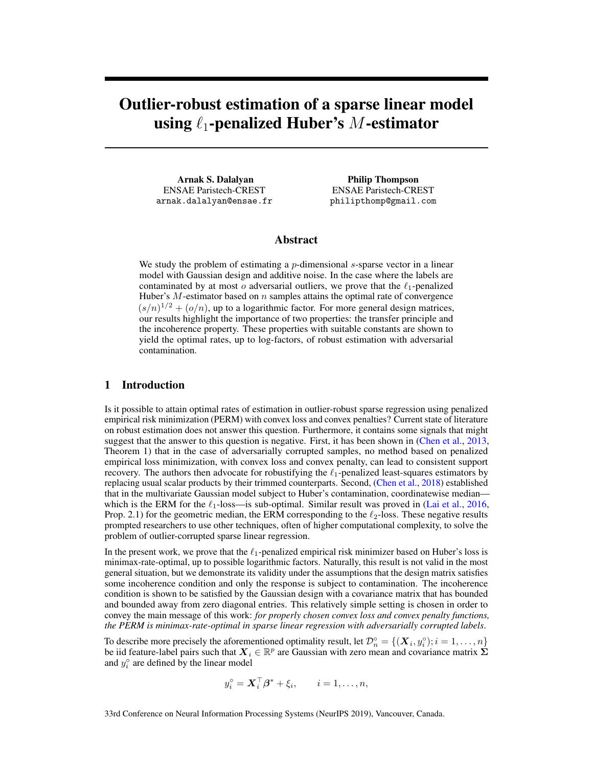# Outlier-robust estimation of a sparse linear model using $\ell_1$-penalized Huber's $M$-estimator

**Arnak S. Dalalyan**
ENSAE Paristech-CREST
arnak.dalalyan@ensae.fr

**Philip Thompson**
ENSAE Paristech-CREST
philipthomp@gmail.com

## Abstract

We study the problem of estimating a $p$-dimensional $s$-sparse vector in a linear model with Gaussian design and additive noise. In the case where the labels are contaminated by at most $o$ adversarial outliers, we prove that the $\ell_1$-penalized Huber's $M$-estimator based on $n$ samples attains the optimal rate of convergence $(s/n)^{1/2} + (o/n)$, up to a logarithmic factor. For more general design matrices, our results highlight the importance of two properties: the transfer principle and the incoherence property. These properties with suitable constants are shown to yield the optimal rates, up to log-factors, of robust estimation with adversarial contamination.

## 1 Introduction

Is it possible to attain optimal rates of estimation in outlier-robust sparse regression using penalized empirical risk minimization (PERM) with convex loss and convex penalties? Current state of literature on robust estimation does not answer this question. Furthermore, it contains some signals that might suggest that the answer to this question is negative. First, it has been shown in (Chen et al., 2013, Theorem 1) that in the case of adversarially corrupted samples, no method based on penalized empirical loss minimization, with convex loss and convex penalty, can lead to consistent support recovery. The authors then advocate for robustifying the $\ell_1$-penalized least-squares estimators by replacing usual scalar products by their trimmed counterparts. Second, (Chen et al., 2018) established that in the multivariate Gaussian model subject to Huber's contamination, coordinatewise median—which is the ERM for the $\ell_1$-loss—is sub-optimal. Similar result was proved in (Lai et al., 2016, Prop. 2.1) for the geometric median, the ERM corresponding to the $\ell_2$-loss. These negative results prompted researchers to use other techniques, often of higher computational complexity, to solve the problem of outlier-corrupted sparse linear regression.

In the present work, we prove that the $\ell_1$-penalized empirical risk minimizer based on Huber's loss is minimax-rate-optimal, up to possible logarithmic factors. Naturally, this result is not valid in the most general situation, but we demonstrate its validity under the assumptions that the design matrix satisfies some incoherence condition and only the response is subject to contamination. The incoherence condition is shown to be satisfied by the Gaussian design with a covariance matrix that has bounded and bounded away from zero diagonal entries. This relatively simple setting is chosen in order to convey the main message of this work: *for properly chosen convex loss and convex penalty functions, the PERM is minimax-rate-optimal in sparse linear regression with adversarially corrupted labels*.

To describe more precisely the aforementioned optimality result, let $\mathcal{D}_n^\circ = \{(\boldsymbol{X}_i, y_i^\circ); i = 1, \ldots, n\}$ be iid feature-label pairs such that $\boldsymbol{X}_i \in \mathbb{R}^p$ are Gaussian with zero mean and covariance matrix $\boldsymbol{\Sigma}$ and $y_i^\circ$ are defined by the linear model

$$y_i^\circ = \boldsymbol{X}_i^\top \boldsymbol{\beta}^* + \xi_i, \qquad i = 1, \ldots, n,$$

33rd Conference on Neural Information Processing Systems (NeurIPS 2019), Vancouver, Canada.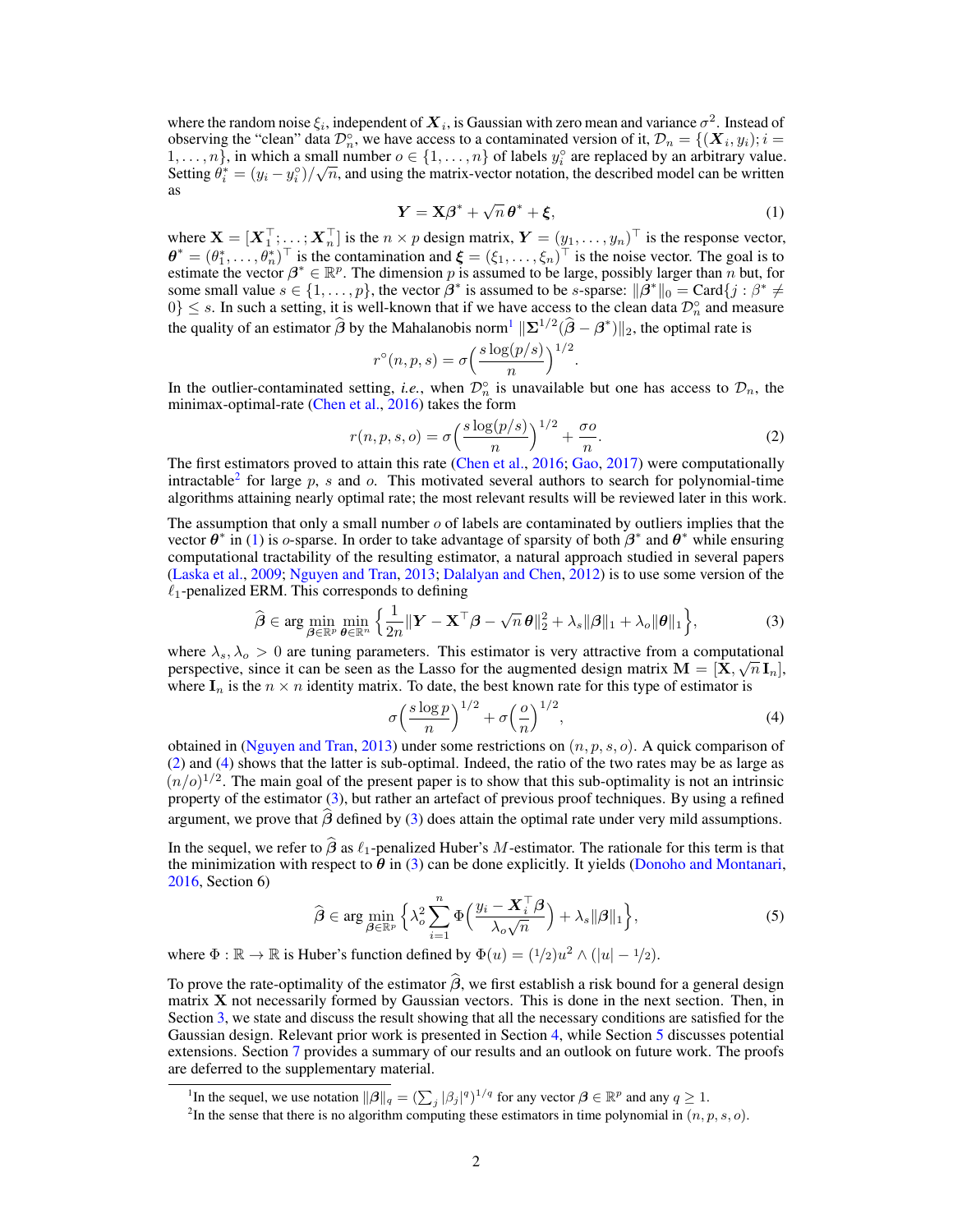where the random noise $\xi_i$, independent of $\boldsymbol{X}_i$, is Gaussian with zero mean and variance $\sigma^2$. Instead of observing the "clean" data $\mathcal{D}_n^\circ$, we have access to a contaminated version of it, $\mathcal{D}_n = \{(\boldsymbol{X}_i, y_i); i = 1, \ldots, n\}$, in which a small number $o \in \{1, \ldots, n\}$ of labels $y_i^\circ$ are replaced by an arbitrary value. Setting $\theta_i^* = (y_i - y_i^\circ)/\sqrt{n}$, and using the matrix-vector notation, the described model can be written as

$$\boldsymbol{Y} = \mathbf{X}\boldsymbol{\beta}^* + \sqrt{n}\,\boldsymbol{\theta}^* + \boldsymbol{\xi}, \tag{1}$$

where $\mathbf{X} = [\boldsymbol{X}_1^\top; \ldots; \boldsymbol{X}_n^\top]$ is the $n \times p$ design matrix, $\boldsymbol{Y} = (y_1, \ldots, y_n)^\top$ is the response vector, $\boldsymbol{\theta}^* = (\theta_1^*, \ldots, \theta_n^*)^\top$ is the contamination and $\boldsymbol{\xi} = (\xi_1, \ldots, \xi_n)^\top$ is the noise vector. The goal is to estimate the vector $\boldsymbol{\beta}^* \in \mathbb{R}^p$. The dimension $p$ is assumed to be large, possibly larger than $n$ but, for some small value $s \in \{1, \ldots, p\}$, the vector $\boldsymbol{\beta}^*$ is assumed to be $s$-sparse: $\|\boldsymbol{\beta}^*\|_0 = \text{Card}\{j : \beta^* \neq 0\} \leq s$. In such a setting, it is well-known that if we have access to the clean data $\mathcal{D}_n^\circ$ and measure the quality of an estimator $\widehat{\boldsymbol{\beta}}$ by the Mahalanobis norm[1] $\|\boldsymbol{\Sigma}^{1/2}(\widehat{\boldsymbol{\beta}} - \boldsymbol{\beta}^*)\|_2$, the optimal rate is

$$r^\circ(n, p, s) = \sigma\Big(\frac{s\log(p/s)}{n}\Big)^{1/2}.$$

In the outlier-contaminated setting, *i.e.*, when $\mathcal{D}_n^\circ$ is unavailable but one has access to $\mathcal{D}_n$, the minimax-optimal-rate (Chen et al., 2016) takes the form

$$r(n, p, s, o) = \sigma\Big(\frac{s\log(p/s)}{n}\Big)^{1/2} + \frac{\sigma o}{n}. \tag{2}$$

The first estimators proved to attain this rate (Chen et al., 2016; Gao, 2017) were computationally intractable[2] for large $p$, $s$ and $o$. This motivated several authors to search for polynomial-time algorithms attaining nearly optimal rate; the most relevant results will be reviewed later in this work.

The assumption that only a small number $o$ of labels are contaminated by outliers implies that the vector $\boldsymbol{\theta}^*$ in (1) is $o$-sparse. In order to take advantage of sparsity of both $\boldsymbol{\beta}^*$ and $\boldsymbol{\theta}^*$ while ensuring computational tractability of the resulting estimator, a natural approach studied in several papers (Laska et al., 2009; Nguyen and Tran, 2013; Dalalyan and Chen, 2012) is to use some version of the $\ell_1$-penalized ERM. This corresponds to defining

$$\widehat{\boldsymbol{\beta}} \in \arg\min_{\boldsymbol{\beta}\in\mathbb{R}^p}\min_{\boldsymbol{\theta}\in\mathbb{R}^n}\Big\{\frac{1}{2n}\|\boldsymbol{Y} - \mathbf{X}^\top\boldsymbol{\beta} - \sqrt{n}\,\boldsymbol{\theta}\|_2^2 + \lambda_s\|\boldsymbol{\beta}\|_1 + \lambda_o\|\boldsymbol{\theta}\|_1\Big\}, \tag{3}$$

where $\lambda_s, \lambda_o > 0$ are tuning parameters. This estimator is very attractive from a computational perspective, since it can be seen as the Lasso for the augmented design matrix $\mathbf{M} = [\mathbf{X}, \sqrt{n}\,\mathbf{I}_n]$, where $\mathbf{I}_n$ is the $n \times n$ identity matrix. To date, the best known rate for this type of estimator is

$$\sigma\Big(\frac{s\log p}{n}\Big)^{1/2} + \sigma\Big(\frac{o}{n}\Big)^{1/2}, \tag{4}$$

obtained in (Nguyen and Tran, 2013) under some restrictions on $(n, p, s, o)$. A quick comparison of (2) and (4) shows that the latter is sub-optimal. Indeed, the ratio of the two rates may be as large as $(n/o)^{1/2}$. The main goal of the present paper is to show that this sub-optimality is not an intrinsic property of the estimator (3), but rather an artefact of previous proof techniques. By using a refined argument, we prove that $\widehat{\boldsymbol{\beta}}$ defined by (3) does attain the optimal rate under very mild assumptions.

In the sequel, we refer to $\widehat{\boldsymbol{\beta}}$ as $\ell_1$-penalized Huber's $M$-estimator. The rationale for this term is that the minimization with respect to $\boldsymbol{\theta}$ in (3) can be done explicitly. It yields (Donoho and Montanari, 2016, Section 6)

$$\widehat{\boldsymbol{\beta}} \in \arg\min_{\boldsymbol{\beta}\in\mathbb{R}^p}\Big\{\lambda_o^2\sum_{i=1}^n \Phi\Big(\frac{y_i - \boldsymbol{X}_i^\top\boldsymbol{\beta}}{\lambda_o\sqrt{n}}\Big) + \lambda_s\|\boldsymbol{\beta}\|_1\Big\}, \tag{5}$$

where $\Phi : \mathbb{R} \to \mathbb{R}$ is Huber's function defined by $\Phi(u) = (1/2)u^2 \wedge (|u| - 1/2)$.

To prove the rate-optimality of the estimator $\widehat{\boldsymbol{\beta}}$, we first establish a risk bound for a general design matrix $\mathbf{X}$ not necessarily formed by Gaussian vectors. This is done in the next section. Then, in Section 3, we state and discuss the result showing that all the necessary conditions are satisfied for the Gaussian design. Relevant prior work is presented in Section 4, while Section 5 discusses potential extensions. Section 7 provides a summary of our results and an outlook on future work. The proofs are deferred to the supplementary material.

[1] In the sequel, we use notation $\|\boldsymbol{\beta}\|_q = (\sum_j |\beta_j|^q)^{1/q}$ for any vector $\boldsymbol{\beta} \in \mathbb{R}^p$ and any $q \geq 1$.

[2] In the sense that there is no algorithm computing these estimators in time polynomial in $(n, p, s, o)$.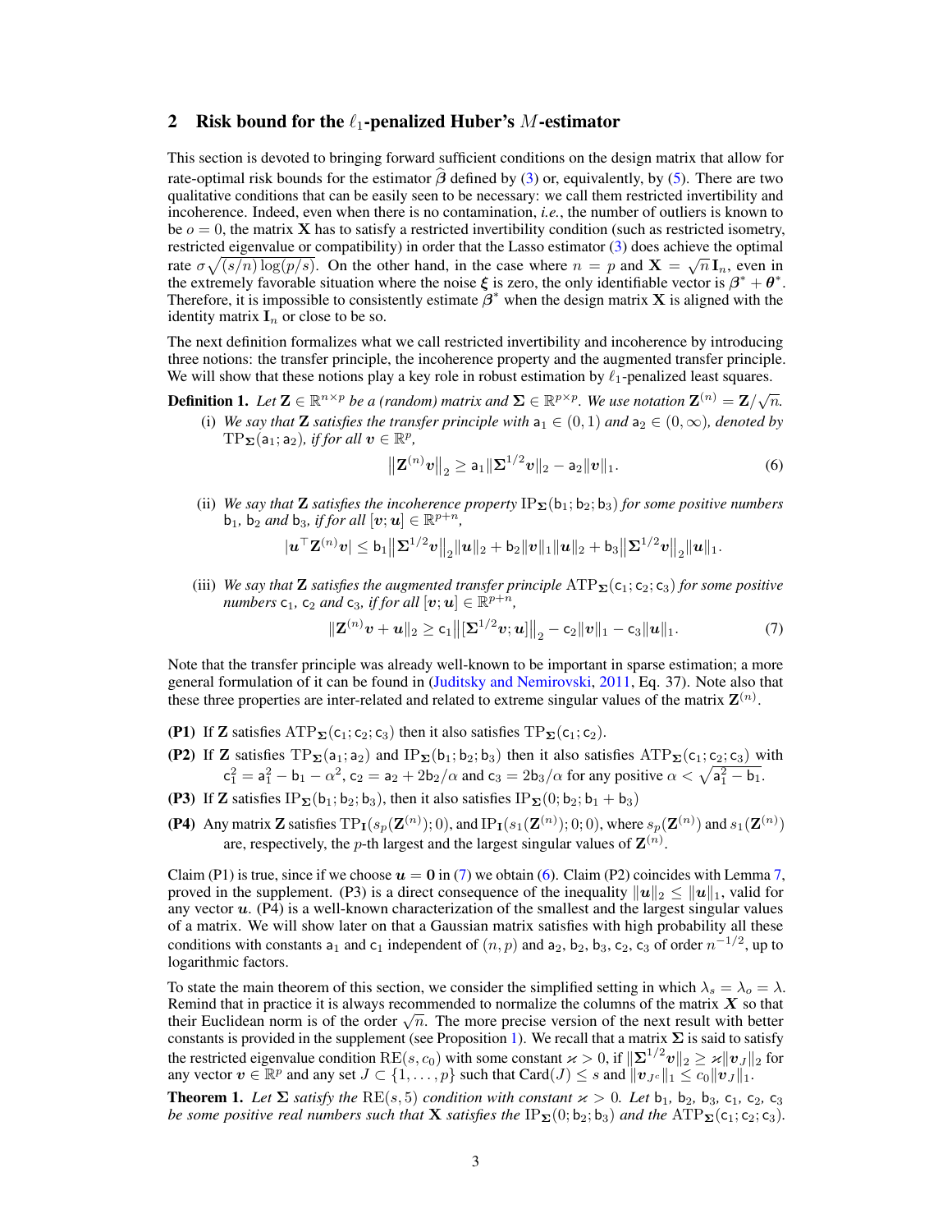## 2 Risk bound for the $\ell_1$-penalized Huber's $M$-estimator

This section is devoted to bringing forward sufficient conditions on the design matrix that allow for rate-optimal risk bounds for the estimator $\widehat{\boldsymbol{\beta}}$ defined by (3) or, equivalently, by (5). There are two qualitative conditions that can be easily seen to be necessary: we call them restricted invertibility and incoherence. Indeed, even when there is no contamination, *i.e.*, the number of outliers is known to be $o = 0$, the matrix $\mathbf{X}$ has to satisfy a restricted invertibility condition (such as restricted isometry, restricted eigenvalue or compatibility) in order that the Lasso estimator (3) does achieve the optimal rate $\sigma\sqrt{(s/n)\log(p/s)}$. On the other hand, in the case where $n = p$ and $\mathbf{X} = \sqrt{n}\,\mathbf{I}_n$, even in the extremely favorable situation where the noise $\boldsymbol{\xi}$ is zero, the only identifiable vector is $\boldsymbol{\beta}^* + \boldsymbol{\theta}^*$. Therefore, it is impossible to consistently estimate $\boldsymbol{\beta}^*$ when the design matrix $\mathbf{X}$ is aligned with the identity matrix $\mathbf{I}_n$ or close to be so.

The next definition formalizes what we call restricted invertibility and incoherence by introducing three notions: the transfer principle, the incoherence property and the augmented transfer principle. We will show that these notions play a key role in robust estimation by $\ell_1$-penalized least squares.

**Definition 1.** *Let $\mathbf{Z} \in \mathbb{R}^{n\times p}$ be a (random) matrix and $\boldsymbol{\Sigma} \in \mathbb{R}^{p\times p}$. We use notation $\mathbf{Z}^{(n)} = \mathbf{Z}/\sqrt{n}$.*

(i) *We say that $\mathbf{Z}$ satisfies the transfer principle with $\mathsf{a}_1 \in (0, 1)$ and $\mathsf{a}_2 \in (0,\infty)$, denoted by $\mathrm{TP}_{\boldsymbol{\Sigma}}(\mathsf{a}_1; \mathsf{a}_2)$, if for all $\boldsymbol{v} \in \mathbb{R}^p$,*
$$\big\|\mathbf{Z}^{(n)}\boldsymbol{v}\big\|_2 \geq \mathsf{a}_1\|\boldsymbol{\Sigma}^{1/2}\boldsymbol{v}\|_2 - \mathsf{a}_2\|\boldsymbol{v}\|_1. \tag{6}$$

(ii) *We say that $\mathbf{Z}$ satisfies the incoherence property $\mathrm{IP}_{\boldsymbol{\Sigma}}(\mathsf{b}_1; \mathsf{b}_2; \mathsf{b}_3)$ for some positive numbers $\mathsf{b}_1$, $\mathsf{b}_2$ and $\mathsf{b}_3$, if for all $[\boldsymbol{v}; \boldsymbol{u}] \in \mathbb{R}^{p+n}$,*
$$|\boldsymbol{u}^\top\mathbf{Z}^{(n)}\boldsymbol{v}| \leq \mathsf{b}_1\big\|\boldsymbol{\Sigma}^{1/2}\boldsymbol{v}\big\|_2\|\boldsymbol{u}\|_2 + \mathsf{b}_2\|\boldsymbol{v}\|_1\|\boldsymbol{u}\|_2 + \mathsf{b}_3\big\|\boldsymbol{\Sigma}^{1/2}\boldsymbol{v}\big\|_2\|\boldsymbol{u}\|_1.$$

(iii) *We say that $\mathbf{Z}$ satisfies the augmented transfer principle $\mathrm{ATP}_{\boldsymbol{\Sigma}}(\mathsf{c}_1; \mathsf{c}_2; \mathsf{c}_3)$ for some positive numbers $\mathsf{c}_1$, $\mathsf{c}_2$ and $\mathsf{c}_3$, if for all $[\boldsymbol{v}; \boldsymbol{u}] \in \mathbb{R}^{p+n}$,*
$$\|\mathbf{Z}^{(n)}\boldsymbol{v} + \boldsymbol{u}\|_2 \geq \mathsf{c}_1\big\|[\boldsymbol{\Sigma}^{1/2}\boldsymbol{v}; \boldsymbol{u}]\big\|_2 - \mathsf{c}_2\|\boldsymbol{v}\|_1 - \mathsf{c}_3\|\boldsymbol{u}\|_1. \tag{7}$$

Note that the transfer principle was already well-known to be important in sparse estimation; a more general formulation of it can be found in (Juditsky and Nemirovski, 2011, Eq. 37). Note also that these three properties are inter-related and related to extreme singular values of the matrix $\mathbf{Z}^{(n)}$.

**(P1)** If $\mathbf{Z}$ satisfies $\mathrm{ATP}_{\boldsymbol{\Sigma}}(\mathsf{c}_1; \mathsf{c}_2; \mathsf{c}_3)$ then it also satisfies $\mathrm{TP}_{\boldsymbol{\Sigma}}(\mathsf{c}_1; \mathsf{c}_2)$.

**(P2)** If $\mathbf{Z}$ satisfies $\mathrm{TP}_{\boldsymbol{\Sigma}}(\mathsf{a}_1; \mathsf{a}_2)$ and $\mathrm{IP}_{\boldsymbol{\Sigma}}(\mathsf{b}_1; \mathsf{b}_2; \mathsf{b}_3)$ then it also satisfies $\mathrm{ATP}_{\boldsymbol{\Sigma}}(\mathsf{c}_1; \mathsf{c}_2; \mathsf{c}_3)$ with $\mathsf{c}_1^2 = \mathsf{a}_1^2 - \mathsf{b}_1 - \alpha^2$, $\mathsf{c}_2 = \mathsf{a}_2 + 2\mathsf{b}_2/\alpha$ and $\mathsf{c}_3 = 2\mathsf{b}_3/\alpha$ for any positive $\alpha < \sqrt{\mathsf{a}_1^2 - \mathsf{b}_1}$.

**(P3)** If $\mathbf{Z}$ satisfies $\mathrm{IP}_{\boldsymbol{\Sigma}}(\mathsf{b}_1; \mathsf{b}_2; \mathsf{b}_3)$, then it also satisfies $\mathrm{IP}_{\boldsymbol{\Sigma}}(0; \mathsf{b}_2; \mathsf{b}_1 + \mathsf{b}_3)$

**(P4)** Any matrix $\mathbf{Z}$ satisfies $\mathrm{TP}_{\mathbf{I}}(s_p(\mathbf{Z}^{(n)}); 0)$, and $\mathrm{IP}_{\mathbf{I}}(s_1(\mathbf{Z}^{(n)}); 0; 0)$, where $s_p(\mathbf{Z}^{(n)})$ and $s_1(\mathbf{Z}^{(n)})$ are, respectively, the $p$-th largest and the largest singular values of $\mathbf{Z}^{(n)}$.

Claim (P1) is true, since if we choose $\boldsymbol{u} = \mathbf{0}$ in (7) we obtain (6). Claim (P2) coincides with Lemma 7, proved in the supplement. (P3) is a direct consequence of the inequality $\|\boldsymbol{u}\|_2 \leq \|\boldsymbol{u}\|_1$, valid for any vector $\boldsymbol{u}$. (P4) is a well-known characterization of the smallest and the largest singular values of a matrix. We will show later on that a Gaussian matrix satisfies with high probability all these conditions with constants $\mathsf{a}_1$ and $\mathsf{c}_1$ independent of $(n, p)$ and $\mathsf{a}_2$, $\mathsf{b}_2$, $\mathsf{b}_3$, $\mathsf{c}_2$, $\mathsf{c}_3$ of order $n^{-1/2}$, up to logarithmic factors.

To state the main theorem of this section, we consider the simplified setting in which $\lambda_s = \lambda_o = \lambda$. Remind that in practice it is always recommended to normalize the columns of the matrix $\boldsymbol{X}$ so that their Euclidean norm is of the order $\sqrt{n}$. The more precise version of the next result with better constants is provided in the supplement (see Proposition 1). We recall that a matrix $\boldsymbol{\Sigma}$ is said to satisfy the restricted eigenvalue condition $\mathrm{RE}(s, c_0)$ with some constant $\varkappa > 0$, if $\|\boldsymbol{\Sigma}^{1/2}\boldsymbol{v}\|_2 \geq \varkappa\|\boldsymbol{v}_J\|_2$ for any vector $\boldsymbol{v} \in \mathbb{R}^p$ and any set $J \subset \{1, \ldots, p\}$ such that $\mathrm{Card}(J) \leq s$ and $\|\boldsymbol{v}_{J^c}\|_1 \leq c_0\|\boldsymbol{v}_J\|_1$.

**Theorem 1.** *Let $\boldsymbol{\Sigma}$ satisfy the $\mathrm{RE}(s, 5)$ condition with constant $\varkappa > 0$. Let $\mathsf{b}_1$, $\mathsf{b}_2$, $\mathsf{b}_3$, $\mathsf{c}_1$, $\mathsf{c}_2$, $\mathsf{c}_3$ be some positive real numbers such that $\mathbf{X}$ satisfies the $\mathrm{IP}_{\boldsymbol{\Sigma}}(0; \mathsf{b}_2; \mathsf{b}_3)$ and the $\mathrm{ATP}_{\boldsymbol{\Sigma}}(\mathsf{c}_1; \mathsf{c}_2; \mathsf{c}_3)$.*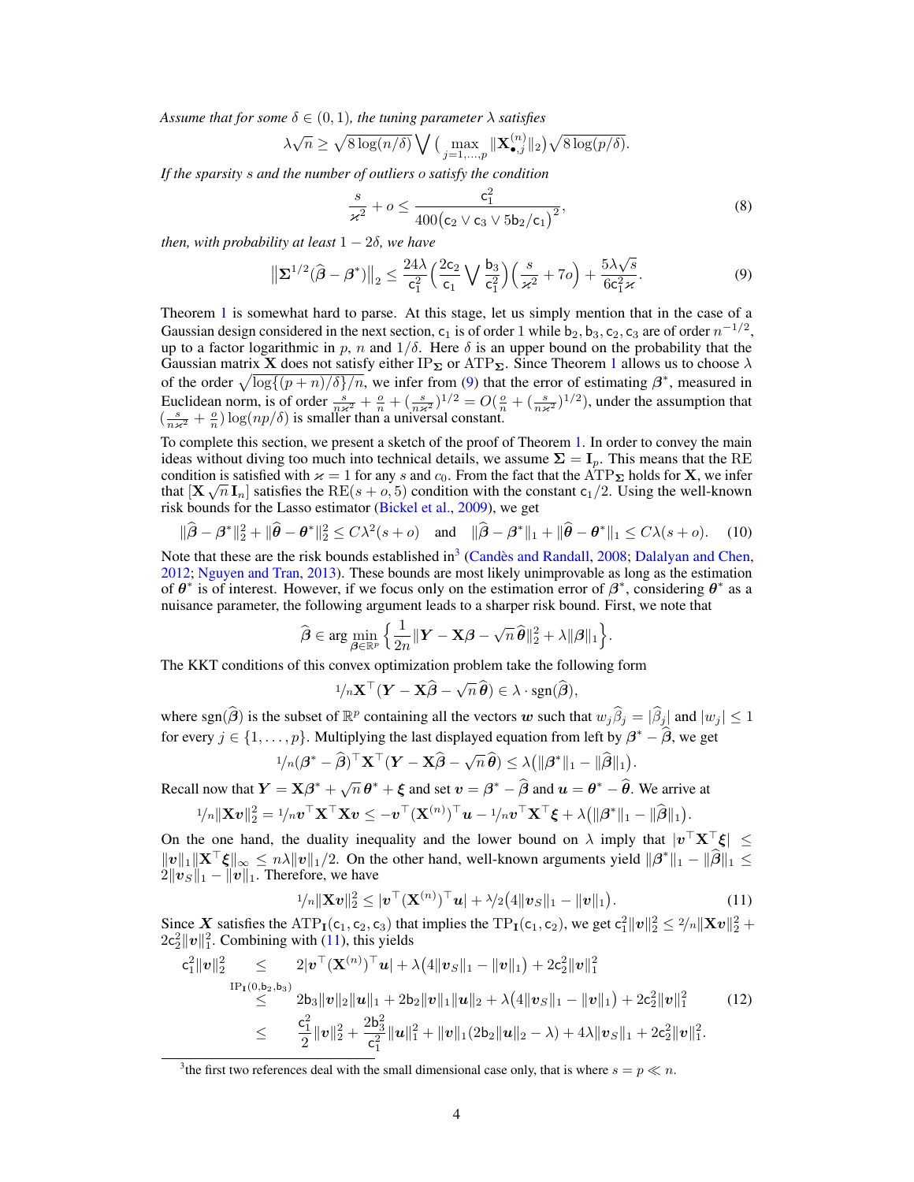*Assume that for some $\delta \in (0,1)$, the tuning parameter $\lambda$ satisfies*

$$\lambda\sqrt{n} \geq \sqrt{8\log(n/\delta)} \bigvee \big(\max_{j=1,\ldots,p} \|\mathbf{X}^{(n)}_{\bullet,j}\|_2\big)\sqrt{8\log(p/\delta)}.$$

*If the sparsity $s$ and the number of outliers $o$ satisfy the condition*

$$\frac{s}{\varkappa^2} + o \leq \frac{\mathsf{c}_1^2}{400\big(\mathsf{c}_2 \vee \mathsf{c}_3 \vee 5\mathsf{b}_2/\mathsf{c}_1\big)^2}, \tag{8}$$

*then, with probability at least $1-2\delta$, we have*

$$\big\|\mathbf{\Sigma}^{1/2}(\widehat{\boldsymbol{\beta}} - \boldsymbol{\beta}^*)\big\|_2 \leq \frac{24\lambda}{\mathsf{c}_1^2}\Big(\frac{2\mathsf{c}_2}{\mathsf{c}_1} \bigvee \frac{\mathsf{b}_3}{\mathsf{c}_1^2}\Big)\Big(\frac{s}{\varkappa^2} + 7o\Big) + \frac{5\lambda\sqrt{s}}{6\mathsf{c}_1^2\varkappa}. \tag{9}$$

Theorem 1 is somewhat hard to parse. At this stage, let us simply mention that in the case of a Gaussian design considered in the next section, $\mathsf{c}_1$ is of order 1 while $\mathsf{b}_2, \mathsf{b}_3, \mathsf{c}_2, \mathsf{c}_3$ are of order $n^{-1/2}$, up to a factor logarithmic in $p$, $n$ and $1/\delta$. Here $\delta$ is an upper bound on the probability that the Gaussian matrix $\mathbf{X}$ does not satisfy either $\mathrm{IP}_{\mathbf{\Sigma}}$ or $\mathrm{ATP}_{\mathbf{\Sigma}}$. Since Theorem 1 allows us to choose $\lambda$ of the order $\sqrt{\log\{(p+n)/\delta\}/n}$, we infer from (9) that the error of estimating $\boldsymbol{\beta}^*$, measured in Euclidean norm, is of order $\frac{s}{n\varkappa^2} + \frac{o}{n} + (\frac{s}{n\varkappa^2})^{1/2} = O(\frac{o}{n} + (\frac{s}{n\varkappa^2})^{1/2})$, under the assumption that $(\frac{s}{n\varkappa^2} + \frac{o}{n})\log(np/\delta)$ is smaller than a universal constant.

To complete this section, we present a sketch of the proof of Theorem 1. In order to convey the main ideas without diving too much into technical details, we assume $\mathbf{\Sigma} = \mathbf{I}_p$. This means that the RE condition is satisfied with $\varkappa = 1$ for any $s$ and $c_0$. From the fact that the $\mathrm{ATP}_{\mathbf{\Sigma}}$ holds for $\mathbf{X}$, we infer that $[\mathbf{X}\ \sqrt{n}\,\mathbf{I}_n]$ satisfies the $\mathrm{RE}(s+o, 5)$ condition with the constant $\mathsf{c}_1/2$. Using the well-known risk bounds for the Lasso estimator (Bickel et al., 2009), we get

$$\|\widehat{\boldsymbol{\beta}} - \boldsymbol{\beta}^*\|_2^2 + \|\widehat{\boldsymbol{\theta}} - \boldsymbol{\theta}^*\|_2^2 \leq C\lambda^2(s+o) \quad \text{and} \quad \|\widehat{\boldsymbol{\beta}} - \boldsymbol{\beta}^*\|_1 + \|\widehat{\boldsymbol{\theta}} - \boldsymbol{\theta}^*\|_1 \leq C\lambda(s+o). \tag{10}$$

Note that these are the risk bounds established in[3] (Candès and Randall, 2008; Dalalyan and Chen, 2012; Nguyen and Tran, 2013). These bounds are most likely unimprovable as long as the estimation of $\boldsymbol{\theta}^*$ is of interest. However, if we focus only on the estimation error of $\boldsymbol{\beta}^*$, considering $\boldsymbol{\theta}^*$ as a nuisance parameter, the following argument leads to a sharper risk bound. First, we note that

$$\widehat{\boldsymbol{\beta}} \in \arg\min_{\boldsymbol{\beta}\in\mathbb{R}^p} \Big\{\frac{1}{2n}\|\boldsymbol{Y} - \mathbf{X}\boldsymbol{\beta} - \sqrt{n}\,\widehat{\boldsymbol{\theta}}\|_2^2 + \lambda\|\boldsymbol{\beta}\|_1\Big\}.$$

The KKT conditions of this convex optimization problem take the following form

$$1/n\mathbf{X}^\top(\boldsymbol{Y} - \mathbf{X}\widehat{\boldsymbol{\beta}} - \sqrt{n}\,\widehat{\boldsymbol{\theta}}) \in \lambda\cdot\mathrm{sgn}(\widehat{\boldsymbol{\beta}}),$$

where $\mathrm{sgn}(\widehat{\boldsymbol{\beta}})$ is the subset of $\mathbb{R}^p$ containing all the vectors $\boldsymbol{w}$ such that $w_j\widehat{\beta}_j = |\widehat{\beta}_j|$ and $|w_j| \leq 1$ for every $j \in \{1,\ldots,p\}$. Multiplying the last displayed equation from left by $\boldsymbol{\beta}^* - \widehat{\boldsymbol{\beta}}$, we get

$$1/n(\boldsymbol{\beta}^* - \widehat{\boldsymbol{\beta}})^\top\mathbf{X}^\top(\boldsymbol{Y} - \mathbf{X}\widehat{\boldsymbol{\beta}} - \sqrt{n}\,\widehat{\boldsymbol{\theta}}) \leq \lambda\big(\|\boldsymbol{\beta}^*\|_1 - \|\widehat{\boldsymbol{\beta}}\|_1\big).$$

Recall now that $\boldsymbol{Y} = \mathbf{X}\boldsymbol{\beta}^* + \sqrt{n}\,\boldsymbol{\theta}^* + \boldsymbol{\xi}$ and set $\boldsymbol{v} = \boldsymbol{\beta}^* - \widehat{\boldsymbol{\beta}}$ and $\boldsymbol{u} = \boldsymbol{\theta}^* - \widehat{\boldsymbol{\theta}}$. We arrive at

$$1/n\|\mathbf{X}\boldsymbol{v}\|_2^2 = 1/n\boldsymbol{v}^\top\mathbf{X}^\top\mathbf{X}\boldsymbol{v} \leq -\boldsymbol{v}^\top(\mathbf{X}^{(n)})^\top\boldsymbol{u} - 1/n\boldsymbol{v}^\top\mathbf{X}^\top\boldsymbol{\xi} + \lambda\big(\|\boldsymbol{\beta}^*\|_1 - \|\widehat{\boldsymbol{\beta}}\|_1\big).$$

On the one hand, the duality inequality and the lower bound on $\lambda$ imply that $|\boldsymbol{v}^\top\mathbf{X}^\top\boldsymbol{\xi}| \leq \|\boldsymbol{v}\|_1\|\mathbf{X}^\top\boldsymbol{\xi}\|_\infty \leq n\lambda\|\boldsymbol{v}\|_1/2$. On the other hand, well-known arguments yield $\|\boldsymbol{\beta}^*\|_1 - \|\widehat{\boldsymbol{\beta}}\|_1 \leq 2\|\boldsymbol{v}_S\|_1 - \|\boldsymbol{v}\|_1$. Therefore, we have

$$1/n\|\mathbf{X}\boldsymbol{v}\|_2^2 \leq |\boldsymbol{v}^\top(\mathbf{X}^{(n)})^\top\boldsymbol{u}| + \lambda/2\big(4\|\boldsymbol{v}_S\|_1 - \|\boldsymbol{v}\|_1\big). \tag{11}$$

Since $\boldsymbol{X}$ satisfies the $\mathrm{ATP}_{\mathbf{I}}(\mathsf{c}_1, \mathsf{c}_2, \mathsf{c}_3)$ that implies the $\mathrm{TP}_{\mathbf{I}}(\mathsf{c}_1, \mathsf{c}_2)$, we get $\mathsf{c}_1^2\|\boldsymbol{v}\|_2^2 \leq 2/n\|\mathbf{X}\boldsymbol{v}\|_2^2 + 2\mathsf{c}_2^2\|\boldsymbol{v}\|_1^2$. Combining with (11), this yields

$$\begin{aligned}
\mathsf{c}_1^2\|\boldsymbol{v}\|_2^2 &\leq 2|\boldsymbol{v}^\top(\mathbf{X}^{(n)})^\top\boldsymbol{u}| + \lambda\big(4\|\boldsymbol{v}_S\|_1 - \|\boldsymbol{v}\|_1\big) + 2\mathsf{c}_2^2\|\boldsymbol{v}\|_1^2 \\
&\overset{\mathrm{IP}_{\mathbf{I}}(0,\mathsf{b}_2,\mathsf{b}_3)}{\leq} 2\mathsf{b}_3\|\boldsymbol{v}\|_2\|\boldsymbol{u}\|_1 + 2\mathsf{b}_2\|\boldsymbol{v}\|_1\|\boldsymbol{u}\|_2 + \lambda\big(4\|\boldsymbol{v}_S\|_1 - \|\boldsymbol{v}\|_1\big) + 2\mathsf{c}_2^2\|\boldsymbol{v}\|_1^2 \\
&\leq \frac{\mathsf{c}_1^2}{2}\|\boldsymbol{v}\|_2^2 + \frac{2\mathsf{b}_3^2}{\mathsf{c}_1^2}\|\boldsymbol{u}\|_1^2 + \|\boldsymbol{v}\|_1(2\mathsf{b}_2\|\boldsymbol{u}\|_2 - \lambda) + 4\lambda\|\boldsymbol{v}_S\|_1 + 2\mathsf{c}_2^2\|\boldsymbol{v}\|_1^2.
\end{aligned} \tag{12}$$

[3] the first two references deal with the small dimensional case only, that is where $s = p \ll n$.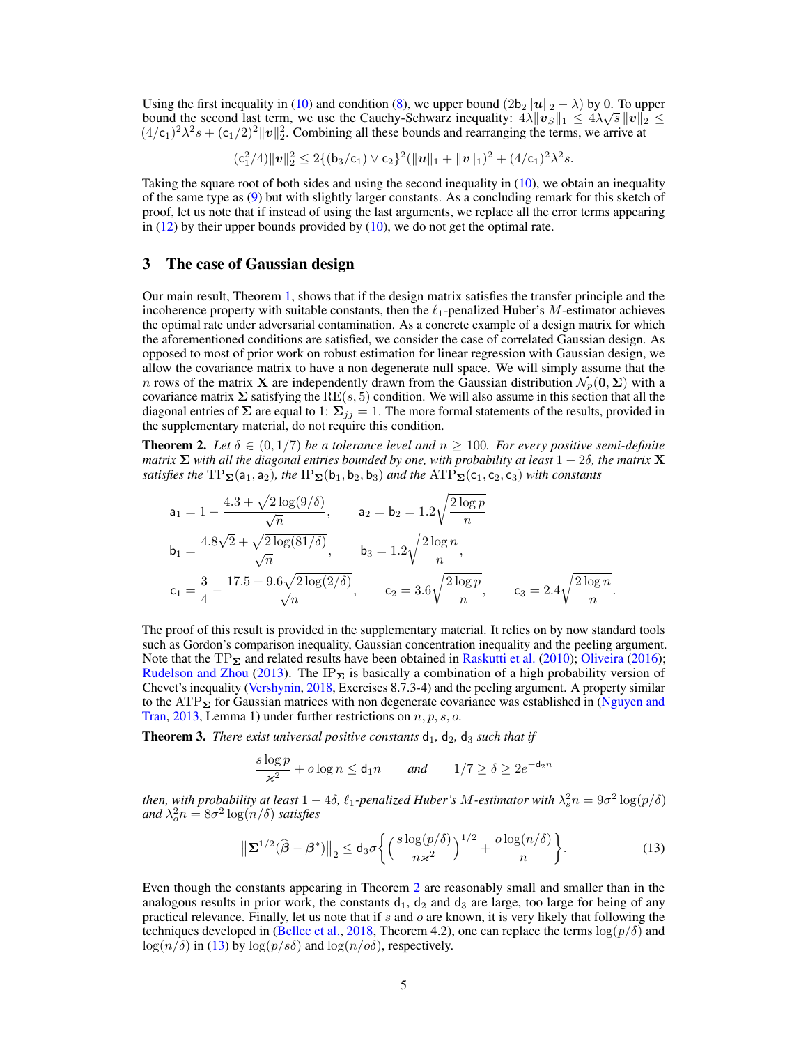Using the first inequality in (10) and condition (8), we upper bound $(2\mathsf{b}_2\|\boldsymbol{u}\|_2 - \lambda)$ by 0. To upper bound the second last term, we use the Cauchy-Schwarz inequality: $4\lambda\|\boldsymbol{v}_S\|_1 \leq 4\lambda\sqrt{s}\,\|\boldsymbol{v}\|_2 \leq (4/\mathsf{c}_1)^2\lambda^2 s + (\mathsf{c}_1/2)^2\|\boldsymbol{v}\|_2^2$. Combining all these bounds and rearranging the terms, we arrive at

$$(\mathsf{c}_1^2/4)\|\boldsymbol{v}\|_2^2 \leq 2\{(\mathsf{b}_3/\mathsf{c}_1) \vee \mathsf{c}_2\}^2(\|\boldsymbol{u}\|_1 + \|\boldsymbol{v}\|_1)^2 + (4/\mathsf{c}_1)^2\lambda^2 s.$$

Taking the square root of both sides and using the second inequality in (10), we obtain an inequality of the same type as (9) but with slightly larger constants. As a concluding remark for this sketch of proof, let us note that if instead of using the last arguments, we replace all the error terms appearing in (12) by their upper bounds provided by (10), we do not get the optimal rate.

## 3 The case of Gaussian design

Our main result, Theorem 1, shows that if the design matrix satisfies the transfer principle and the incoherence property with suitable constants, then the $\ell_1$-penalized Huber's $M$-estimator achieves the optimal rate under adversarial contamination. As a concrete example of a design matrix for which the aforementioned conditions are satisfied, we consider the case of correlated Gaussian design. As opposed to most of prior work on robust estimation for linear regression with Gaussian design, we allow the covariance matrix to have a non degenerate null space. We will simply assume that the $n$ rows of the matrix $\mathbf{X}$ are independently drawn from the Gaussian distribution $\mathcal{N}_p(\mathbf{0}, \mathbf{\Sigma})$ with a covariance matrix $\mathbf{\Sigma}$ satisfying the $\mathrm{RE}(s, 5)$ condition. We will also assume in this section that all the diagonal entries of $\mathbf{\Sigma}$ are equal to 1: $\mathbf{\Sigma}_{jj} = 1$. The more formal statements of the results, provided in the supplementary material, do not require this condition.

**Theorem 2.** *Let $\delta \in (0, 1/7)$ be a tolerance level and $n \geq 100$. For every positive semi-definite matrix $\mathbf{\Sigma}$ with all the diagonal entries bounded by one, with probability at least $1 - 2\delta$, the matrix $\mathbf{X}$ satisfies the $\mathrm{TP}_{\mathbf{\Sigma}}(\mathsf{a}_1, \mathsf{a}_2)$, the $\mathrm{IP}_{\mathbf{\Sigma}}(\mathsf{b}_1, \mathsf{b}_2, \mathsf{b}_3)$ and the $\mathrm{ATP}_{\mathbf{\Sigma}}(\mathsf{c}_1, \mathsf{c}_2, \mathsf{c}_3)$ with constants*

$$\mathsf{a}_1 = 1 - \frac{4.3 + \sqrt{2\log(9/\delta)}}{\sqrt{n}}, \qquad \mathsf{a}_2 = \mathsf{b}_2 = 1.2\sqrt{\frac{2\log p}{n}}$$

$$\mathsf{b}_1 = \frac{4.8\sqrt{2} + \sqrt{2\log(81/\delta)}}{\sqrt{n}}, \qquad \mathsf{b}_3 = 1.2\sqrt{\frac{2\log n}{n}},$$

$$\mathsf{c}_1 = \frac{3}{4} - \frac{17.5 + 9.6\sqrt{2\log(2/\delta)}}{\sqrt{n}}, \qquad \mathsf{c}_2 = 3.6\sqrt{\frac{2\log p}{n}}, \qquad \mathsf{c}_3 = 2.4\sqrt{\frac{2\log n}{n}}.$$

The proof of this result is provided in the supplementary material. It relies on by now standard tools such as Gordon's comparison inequality, Gaussian concentration inequality and the peeling argument. Note that the $\mathrm{TP}_{\mathbf{\Sigma}}$ and related results have been obtained in Raskutti et al. (2010); Oliveira (2016); Rudelson and Zhou (2013). The $\mathrm{IP}_{\mathbf{\Sigma}}$ is basically a combination of a high probability version of Chevet's inequality (Vershynin, 2018, Exercises 8.7.3-4) and the peeling argument. A property similar to the $\mathrm{ATP}_{\mathbf{\Sigma}}$ for Gaussian matrices with non degenerate covariance was established in (Nguyen and Tran, 2013, Lemma 1) under further restrictions on $n, p, s, o$.

**Theorem 3.** *There exist universal positive constants $\mathsf{d}_1$, $\mathsf{d}_2$, $\mathsf{d}_3$ such that if*

$$\frac{s\log p}{\varkappa^2} + o\log n \leq \mathsf{d}_1 n \qquad \text{and} \qquad 1/7 \geq \delta \geq 2e^{-\mathsf{d}_2 n}$$

*then, with probability at least $1 - 4\delta$, $\ell_1$-penalized Huber's $M$-estimator with $\lambda_s^2 n = 9\sigma^2\log(p/\delta)$ and $\lambda_o^2 n = 8\sigma^2\log(n/\delta)$ satisfies*

$$\big\|\mathbf{\Sigma}^{1/2}(\widehat{\boldsymbol{\beta}} - \boldsymbol{\beta}^*)\big\|_2 \leq \mathsf{d}_3\sigma\bigg\{\Big(\frac{s\log(p/\delta)}{n\varkappa^2}\Big)^{1/2} + \frac{o\log(n/\delta)}{n}\bigg\}. \tag{13}$$

Even though the constants appearing in Theorem 2 are reasonably small and smaller than in the analogous results in prior work, the constants $\mathsf{d}_1$, $\mathsf{d}_2$ and $\mathsf{d}_3$ are large, too large for being of any practical relevance. Finally, let us note that if $s$ and $o$ are known, it is very likely that following the techniques developed in (Bellec et al., 2018, Theorem 4.2), one can replace the terms $\log(p/\delta)$ and $\log(n/\delta)$ in (13) by $\log(p/s\delta)$ and $\log(n/o\delta)$, respectively.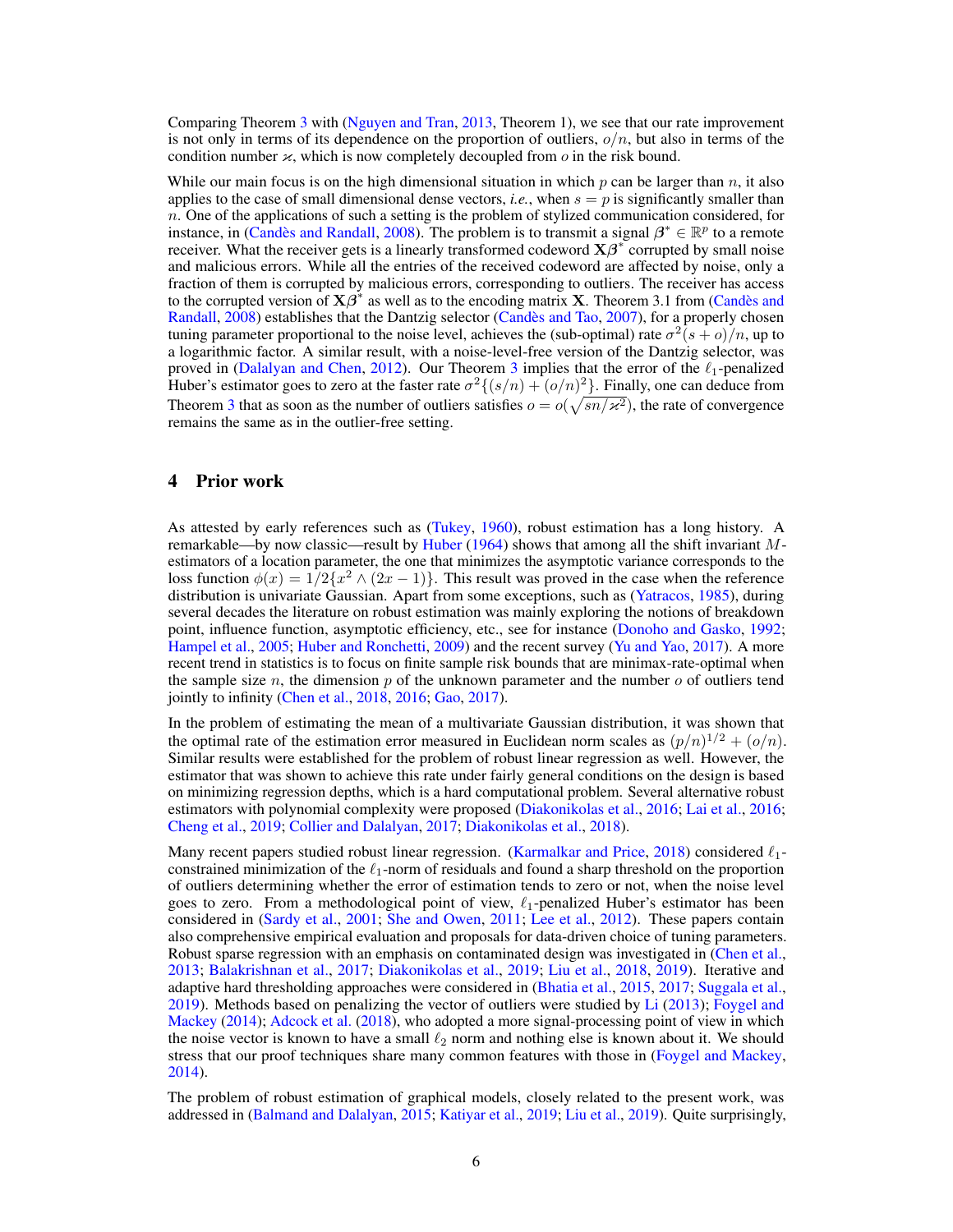Comparing Theorem 3 with (Nguyen and Tran, 2013, Theorem 1), we see that our rate improvement is not only in terms of its dependence on the proportion of outliers, $o/n$, but also in terms of the condition number $\varkappa$, which is now completely decoupled from $o$ in the risk bound.

While our main focus is on the high dimensional situation in which $p$ can be larger than $n$, it also applies to the case of small dimensional dense vectors, *i.e.*, when $s = p$ is significantly smaller than $n$. One of the applications of such a setting is the problem of stylized communication considered, for instance, in (Candès and Randall, 2008). The problem is to transmit a signal $\boldsymbol{\beta}^* \in \mathbb{R}^p$ to a remote receiver. What the receiver gets is a linearly transformed codeword $\mathbf{X}\boldsymbol{\beta}^*$ corrupted by small noise and malicious errors. While all the entries of the received codeword are affected by noise, only a fraction of them is corrupted by malicious errors, corresponding to outliers. The receiver has access to the corrupted version of $\mathbf{X}\boldsymbol{\beta}^*$ as well as to the encoding matrix $\mathbf{X}$. Theorem 3.1 from (Candès and Randall, 2008) establishes that the Dantzig selector (Candès and Tao, 2007), for a properly chosen tuning parameter proportional to the noise level, achieves the (sub-optimal) rate $\sigma^2(s + o)/n$, up to a logarithmic factor. A similar result, with a noise-level-free version of the Dantzig selector, was proved in (Dalalyan and Chen, 2012). Our Theorem 3 implies that the error of the $\ell_1$-penalized Huber's estimator goes to zero at the faster rate $\sigma^2\{(s/n) + (o/n)^2\}$. Finally, one can deduce from Theorem 3 that as soon as the number of outliers satisfies $o = o(\sqrt{sn/\varkappa^2})$, the rate of convergence remains the same as in the outlier-free setting.

## 4 Prior work

As attested by early references such as (Tukey, 1960), robust estimation has a long history. A remarkable—by now classic—result by Huber (1964) shows that among all the shift invariant $M$-estimators of a location parameter, the one that minimizes the asymptotic variance corresponds to the loss function $\phi(x) = 1/2\{x^2 \wedge (2x - 1)\}$. This result was proved in the case when the reference distribution is univariate Gaussian. Apart from some exceptions, such as (Yatracos, 1985), during several decades the literature on robust estimation was mainly exploring the notions of breakdown point, influence function, asymptotic efficiency, etc., see for instance (Donoho and Gasko, 1992; Hampel et al., 2005; Huber and Ronchetti, 2009) and the recent survey (Yu and Yao, 2017). A more recent trend in statistics is to focus on finite sample risk bounds that are minimax-rate-optimal when the sample size $n$, the dimension $p$ of the unknown parameter and the number $o$ of outliers tend jointly to infinity (Chen et al., 2018, 2016; Gao, 2017).

In the problem of estimating the mean of a multivariate Gaussian distribution, it was shown that the optimal rate of the estimation error measured in Euclidean norm scales as $(p/n)^{1/2} + (o/n)$. Similar results were established for the problem of robust linear regression as well. However, the estimator that was shown to achieve this rate under fairly general conditions on the design is based on minimizing regression depths, which is a hard computational problem. Several alternative robust estimators with polynomial complexity were proposed (Diakonikolas et al., 2016; Lai et al., 2016; Cheng et al., 2019; Collier and Dalalyan, 2017; Diakonikolas et al., 2018).

Many recent papers studied robust linear regression. (Karmalkar and Price, 2018) considered $\ell_1$-constrained minimization of the $\ell_1$-norm of residuals and found a sharp threshold on the proportion of outliers determining whether the error of estimation tends to zero or not, when the noise level goes to zero. From a methodological point of view, $\ell_1$-penalized Huber's estimator has been considered in (Sardy et al., 2001; She and Owen, 2011; Lee et al., 2012). These papers contain also comprehensive empirical evaluation and proposals for data-driven choice of tuning parameters. Robust sparse regression with an emphasis on contaminated design was investigated in (Chen et al., 2013; Balakrishnan et al., 2017; Diakonikolas et al., 2019; Liu et al., 2018, 2019). Iterative and adaptive hard thresholding approaches were considered in (Bhatia et al., 2015, 2017; Suggala et al., 2019). Methods based on penalizing the vector of outliers were studied by Li (2013); Foygel and Mackey (2014); Adcock et al. (2018), who adopted a more signal-processing point of view in which the noise vector is known to have a small $\ell_2$ norm and nothing else is known about it. We should stress that our proof techniques share many common features with those in (Foygel and Mackey, 2014).

The problem of robust estimation of graphical models, closely related to the present work, was addressed in (Balmand and Dalalyan, 2015; Katiyar et al., 2019; Liu et al., 2019). Quite surprisingly,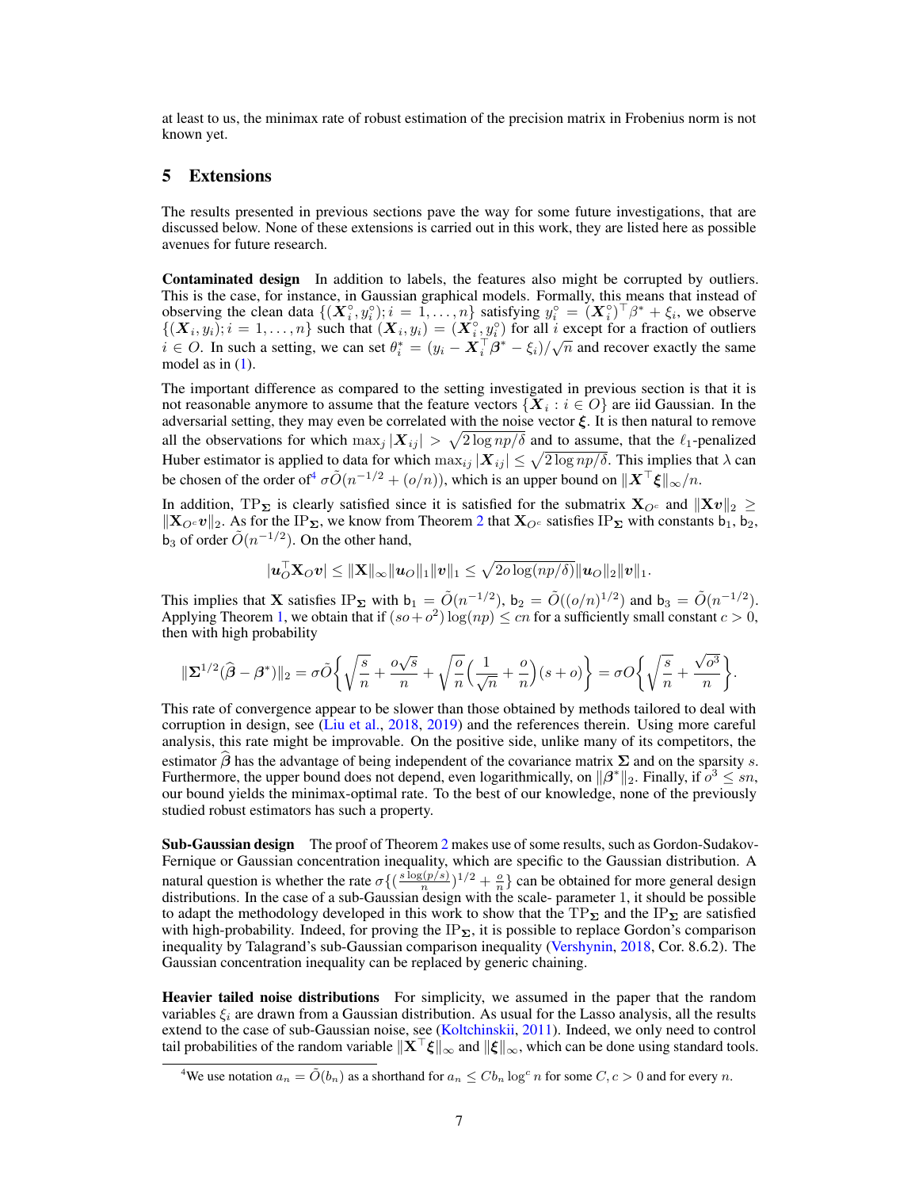at least to us, the minimax rate of robust estimation of the precision matrix in Frobenius norm is not known yet.

## 5 Extensions

The results presented in previous sections pave the way for some future investigations, that are discussed below. None of these extensions is carried out in this work, they are listed here as possible avenues for future research.

**Contaminated design** In addition to labels, the features also might be corrupted by outliers. This is the case, for instance, in Gaussian graphical models. Formally, this means that instead of observing the clean data $\{(\boldsymbol{X}_i^\circ, y_i^\circ); i = 1, \ldots, n\}$ satisfying $y_i^\circ = (\boldsymbol{X}_i^\circ)^\top \beta^* + \xi_i$, we observe $\{(\boldsymbol{X}_i, y_i); i = 1, \ldots, n\}$ such that $(\boldsymbol{X}_i, y_i) = (\boldsymbol{X}_i^\circ, y_i^\circ)$ for all $i$ except for a fraction of outliers $i \in O$. In such a setting, we can set $\theta_i^* = (y_i - \boldsymbol{X}_i^\top \boldsymbol{\beta}^* - \xi_i)/\sqrt{n}$ and recover exactly the same model as in (1).

The important difference as compared to the setting investigated in previous section is that it is not reasonable anymore to assume that the feature vectors $\{\boldsymbol{X}_i : i \in O\}$ are iid Gaussian. In the adversarial setting, they may even be correlated with the noise vector $\boldsymbol{\xi}$. It is then natural to remove all the observations for which $\max_j |\boldsymbol{X}_{ij}| > \sqrt{2 \log np/\delta}$ and to assume, that the $\ell_1$-penalized Huber estimator is applied to data for which $\max_{ij} |\boldsymbol{X}_{ij}| \leq \sqrt{2 \log np/\delta}$. This implies that $\lambda$ can be chosen of the order of[4] $\sigma \tilde{O}(n^{-1/2} + (o/n))$, which is an upper bound on $\|\boldsymbol{X}^\top \boldsymbol{\xi}\|_\infty / n$.

In addition, $\mathrm{TP}_{\boldsymbol{\Sigma}}$ is clearly satisfied since it is satisfied for the submatrix $\mathbf{X}_{O^c}$ and $\|\mathbf{X}\boldsymbol{v}\|_2 \geq \|\mathbf{X}_{O^c}\boldsymbol{v}\|_2$. As for the $\mathrm{IP}_{\boldsymbol{\Sigma}}$, we know from Theorem 2 that $\mathbf{X}_{O^c}$ satisfies $\mathrm{IP}_{\boldsymbol{\Sigma}}$ with constants $\mathsf{b}_1$, $\mathsf{b}_2$, $\mathsf{b}_3$ of order $\tilde{O}(n^{-1/2})$. On the other hand,

$$|\boldsymbol{u}_O^\top \mathbf{X}_O \boldsymbol{v}| \leq \|\mathbf{X}\|_\infty \|\boldsymbol{u}_O\|_1 \|\boldsymbol{v}\|_1 \leq \sqrt{2o \log(np/\delta)} \|\boldsymbol{u}_O\|_2 \|\boldsymbol{v}\|_1.$$

This implies that $\mathbf{X}$ satisfies $\mathrm{IP}_{\boldsymbol{\Sigma}}$ with $\mathsf{b}_1 = \tilde{O}(n^{-1/2})$, $\mathsf{b}_2 = \tilde{O}((o/n)^{1/2})$ and $\mathsf{b}_3 = \tilde{O}(n^{-1/2})$. Applying Theorem 1, we obtain that if $(so + o^2)\log(np) \leq cn$ for a sufficiently small constant $c > 0$, then with high probability

$$\|\boldsymbol{\Sigma}^{1/2}(\widehat{\boldsymbol{\beta}} - \boldsymbol{\beta}^*)\|_2 = \sigma \tilde{O}\bigg\{\sqrt{\frac{s}{n}} + \frac{o\sqrt{s}}{n} + \sqrt{\frac{o}{n}}\Big(\frac{1}{\sqrt{n}} + \frac{o}{n}\Big)(s + o)\bigg\} = \sigma O\bigg\{\sqrt{\frac{s}{n}} + \frac{\sqrt{o^3}}{n}\bigg\}.$$

This rate of convergence appear to be slower than those obtained by methods tailored to deal with corruption in design, see (Liu et al., 2018, 2019) and the references therein. Using more careful analysis, this rate might be improvable. On the positive side, unlike many of its competitors, the estimator $\widehat{\boldsymbol{\beta}}$ has the advantage of being independent of the covariance matrix $\boldsymbol{\Sigma}$ and on the sparsity $s$. Furthermore, the upper bound does not depend, even logarithmically, on $\|\boldsymbol{\beta}^*\|_2$. Finally, if $o^3 \leq sn$, our bound yields the minimax-optimal rate. To the best of our knowledge, none of the previously studied robust estimators has such a property.

**Sub-Gaussian design** The proof of Theorem 2 makes use of some results, such as Gordon-Sudakov-Fernique or Gaussian concentration inequality, which are specific to the Gaussian distribution. A natural question is whether the rate $\sigma\{(\frac{s\log(p/s)}{n})^{1/2} + \frac{o}{n}\}$ can be obtained for more general design distributions. In the case of a sub-Gaussian design with the scale- parameter 1, it should be possible to adapt the methodology developed in this work to show that the $\mathrm{TP}_{\boldsymbol{\Sigma}}$ and the $\mathrm{IP}_{\boldsymbol{\Sigma}}$ are satisfied with high-probability. Indeed, for proving the $\mathrm{IP}_{\boldsymbol{\Sigma}}$, it is possible to replace Gordon's comparison inequality by Talagrand's sub-Gaussian comparison inequality (Vershynin, 2018, Cor. 8.6.2). The Gaussian concentration inequality can be replaced by generic chaining.

**Heavier tailed noise distributions** For simplicity, we assumed in the paper that the random variables $\xi_i$ are drawn from a Gaussian distribution. As usual for the Lasso analysis, all the results extend to the case of sub-Gaussian noise, see (Koltchinskii, 2011). Indeed, we only need to control tail probabilities of the random variable $\|\mathbf{X}^\top \boldsymbol{\xi}\|_\infty$ and $\|\boldsymbol{\xi}\|_\infty$, which can be done using standard tools.

[4] We use notation $a_n = \tilde{O}(b_n)$ as a shorthand for $a_n \leq C b_n \log^c n$ for some $C, c > 0$ and for every $n$.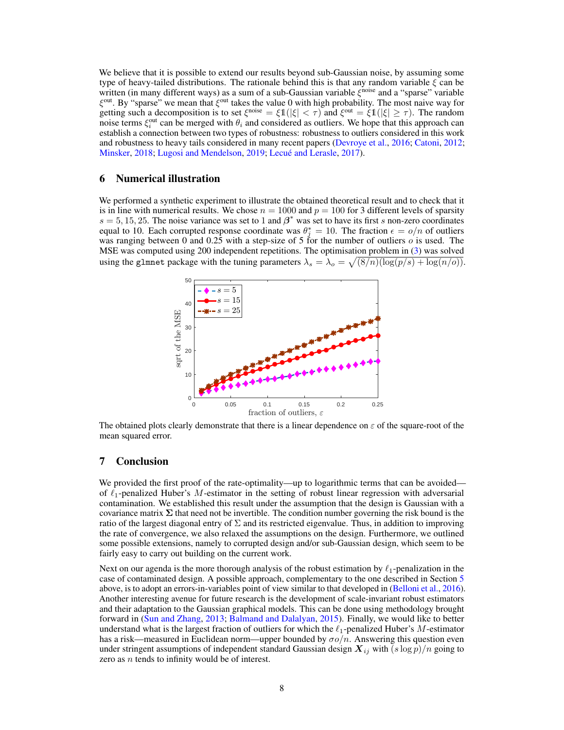We believe that it is possible to extend our results beyond sub-Gaussian noise, by assuming some type of heavy-tailed distributions. The rationale behind this is that any random variable $\xi$ can be written (in many different ways) as a sum of a sub-Gaussian variable $\xi^{\text{noise}}$ and a "sparse" variable $\xi^{\text{out}}$. By "sparse" we mean that $\xi^{\text{out}}$ takes the value 0 with high probability. The most naive way for getting such a decomposition is to set $\xi^{\text{noise}} = \xi \mathbb{1}(|\xi| < \tau)$ and $\xi^{\text{out}} = \xi \mathbb{1}(|\xi| \geq \tau)$. The random noise terms $\xi_i^{\text{out}}$ can be merged with $\theta_i$ and considered as outliers. We hope that this approach can establish a connection between two types of robustness: robustness to outliers considered in this work and robustness to heavy tails considered in many recent papers (Devroye et al., 2016; Catoni, 2012; Minsker, 2018; Lugosi and Mendelson, 2019; Lecué and Lerasle, 2017).

## 6 Numerical illustration

We performed a synthetic experiment to illustrate the obtained theoretical result and to check that it is in line with numerical results. We chose $n = 1000$ and $p = 100$ for 3 different levels of sparsity $s = 5, 15, 25$. The noise variance was set to 1 and $\boldsymbol{\beta}^*$ was set to have its first $s$ non-zero coordinates equal to 10. Each corrupted response coordinate was $\theta_j^* = 10$. The fraction $\epsilon = o/n$ of outliers was ranging between 0 and 0.25 with a step-size of 5 for the number of outliers $o$ is used. The MSE was computed using 200 independent repetitions. The optimisation problem in (3) was solved using the `glmnet` package with the tuning parameters $\lambda_s = \lambda_o = \sqrt{(8/n)(\log(p/s) + \log(n/o))}$.

The obtained plots clearly demonstrate that there is a linear dependence on $\varepsilon$ of the square-root of the mean squared error.

## 7 Conclusion

We provided the first proof of the rate-optimality—up to logarithmic terms that can be avoided—of $\ell_1$-penalized Huber's $M$-estimator in the setting of robust linear regression with adversarial contamination. We established this result under the assumption that the design is Gaussian with a covariance matrix $\boldsymbol{\Sigma}$ that need not be invertible. The condition number governing the risk bound is the ratio of the largest diagonal entry of $\Sigma$ and its restricted eigenvalue. Thus, in addition to improving the rate of convergence, we also relaxed the assumptions on the design. Furthermore, we outlined some possible extensions, namely to corrupted design and/or sub-Gaussian design, which seem to be fairly easy to carry out building on the current work.

Next on our agenda is the more thorough analysis of the robust estimation by $\ell_1$-penalization in the case of contaminated design. A possible approach, complementary to the one described in Section 5 above, is to adopt an errors-in-variables point of view similar to that developed in (Belloni et al., 2016). Another interesting avenue for future research is the development of scale-invariant robust estimators and their adaptation to the Gaussian graphical models. This can be done using methodology brought forward in (Sun and Zhang, 2013; Balmand and Dalalyan, 2015). Finally, we would like to better understand what is the largest fraction of outliers for which the $\ell_1$-penalized Huber's $M$-estimator has a risk—measured in Euclidean norm—upper bounded by $\sigma o/n$. Answering this question even under stringent assumptions of independent standard Gaussian design $\boldsymbol{X}_{ij}$ with $(s \log p)/n$ going to zero as $n$ tends to infinity would be of interest.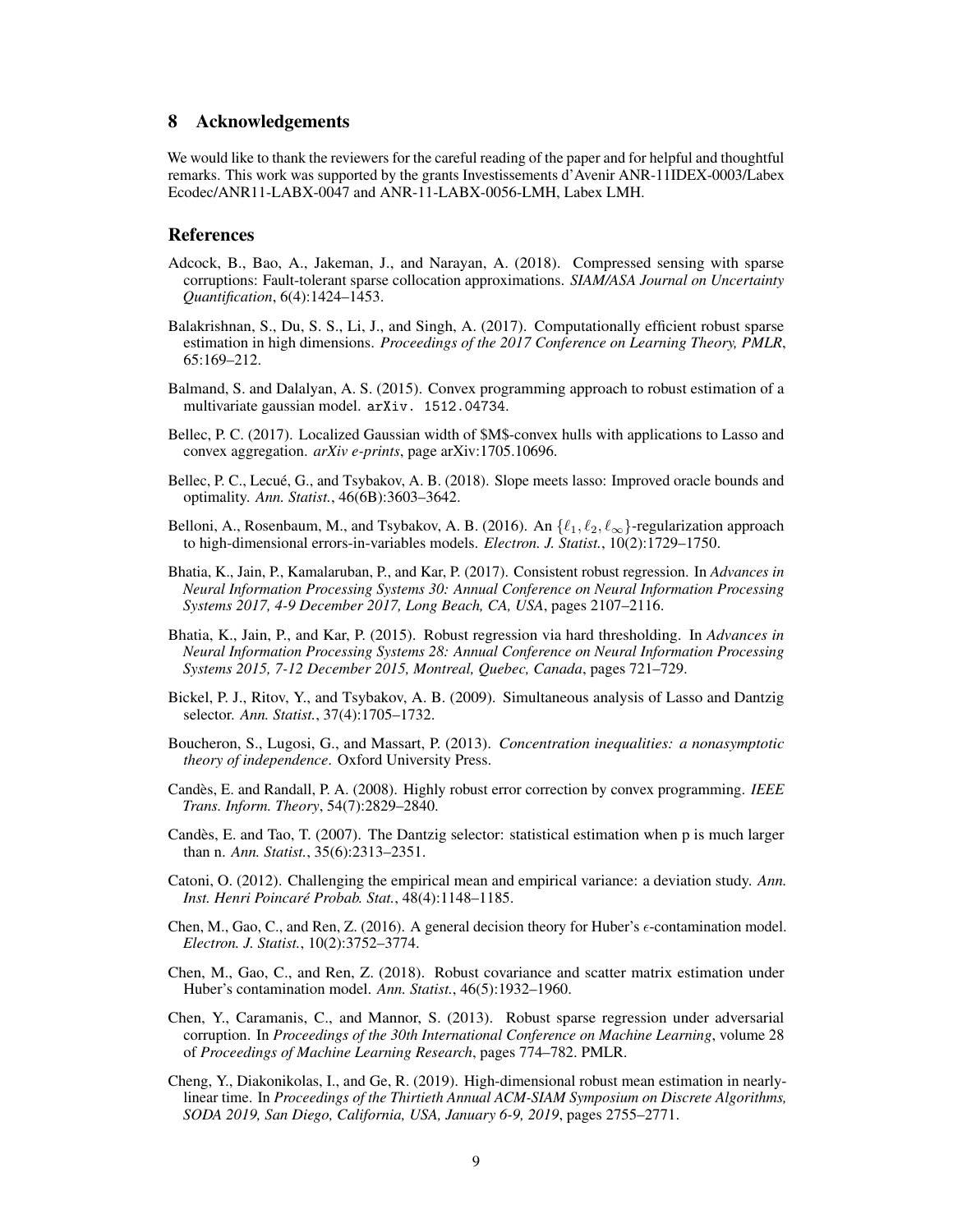## 8 Acknowledgements

We would like to thank the reviewers for the careful reading of the paper and for helpful and thoughtful remarks. This work was supported by the grants Investissements d'Avenir ANR-11IDEX-0003/Labex Ecodec/ANR11-LABX-0047 and ANR-11-LABX-0056-LMH, Labex LMH.

## References

Adcock, B., Bao, A., Jakeman, J., and Narayan, A. (2018). Compressed sensing with sparse corruptions: Fault-tolerant sparse collocation approximations. *SIAM/ASA Journal on Uncertainty Quantification*, 6(4):1424–1453.

Balakrishnan, S., Du, S. S., Li, J., and Singh, A. (2017). Computationally efficient robust sparse estimation in high dimensions. *Proceedings of the 2017 Conference on Learning Theory, PMLR*, 65:169–212.

Balmand, S. and Dalalyan, A. S. (2015). Convex programming approach to robust estimation of a multivariate gaussian model. `arXiv. 1512.04734`.

Bellec, P. C. (2017). Localized Gaussian width of $M$-convex hulls with applications to Lasso and convex aggregation. *arXiv e-prints*, page arXiv:1705.10696.

Bellec, P. C., Lecué, G., and Tsybakov, A. B. (2018). Slope meets lasso: Improved oracle bounds and optimality. *Ann. Statist.*, 46(6B):3603–3642.

Belloni, A., Rosenbaum, M., and Tsybakov, A. B. (2016). An $\{\ell_1, \ell_2, \ell_\infty\}$-regularization approach to high-dimensional errors-in-variables models. *Electron. J. Statist.*, 10(2):1729–1750.

Bhatia, K., Jain, P., Kamalaruban, P., and Kar, P. (2017). Consistent robust regression. In *Advances in Neural Information Processing Systems 30: Annual Conference on Neural Information Processing Systems 2017, 4-9 December 2017, Long Beach, CA, USA*, pages 2107–2116.

Bhatia, K., Jain, P., and Kar, P. (2015). Robust regression via hard thresholding. In *Advances in Neural Information Processing Systems 28: Annual Conference on Neural Information Processing Systems 2015, 7-12 December 2015, Montreal, Quebec, Canada*, pages 721–729.

Bickel, P. J., Ritov, Y., and Tsybakov, A. B. (2009). Simultaneous analysis of Lasso and Dantzig selector. *Ann. Statist.*, 37(4):1705–1732.

Boucheron, S., Lugosi, G., and Massart, P. (2013). *Concentration inequalities: a nonasymptotic theory of independence*. Oxford University Press.

Candès, E. and Randall, P. A. (2008). Highly robust error correction by convex programming. *IEEE Trans. Inform. Theory*, 54(7):2829–2840.

Candès, E. and Tao, T. (2007). The Dantzig selector: statistical estimation when p is much larger than n. *Ann. Statist.*, 35(6):2313–2351.

Catoni, O. (2012). Challenging the empirical mean and empirical variance: a deviation study. *Ann. Inst. Henri Poincaré Probab. Stat.*, 48(4):1148–1185.

Chen, M., Gao, C., and Ren, Z. (2016). A general decision theory for Huber's $\epsilon$-contamination model. *Electron. J. Statist.*, 10(2):3752–3774.

Chen, M., Gao, C., and Ren, Z. (2018). Robust covariance and scatter matrix estimation under Huber's contamination model. *Ann. Statist.*, 46(5):1932–1960.

Chen, Y., Caramanis, C., and Mannor, S. (2013). Robust sparse regression under adversarial corruption. In *Proceedings of the 30th International Conference on Machine Learning*, volume 28 of *Proceedings of Machine Learning Research*, pages 774–782. PMLR.

Cheng, Y., Diakonikolas, I., and Ge, R. (2019). High-dimensional robust mean estimation in nearly-linear time. In *Proceedings of the Thirtieth Annual ACM-SIAM Symposium on Discrete Algorithms, SODA 2019, San Diego, California, USA, January 6-9, 2019*, pages 2755–2771.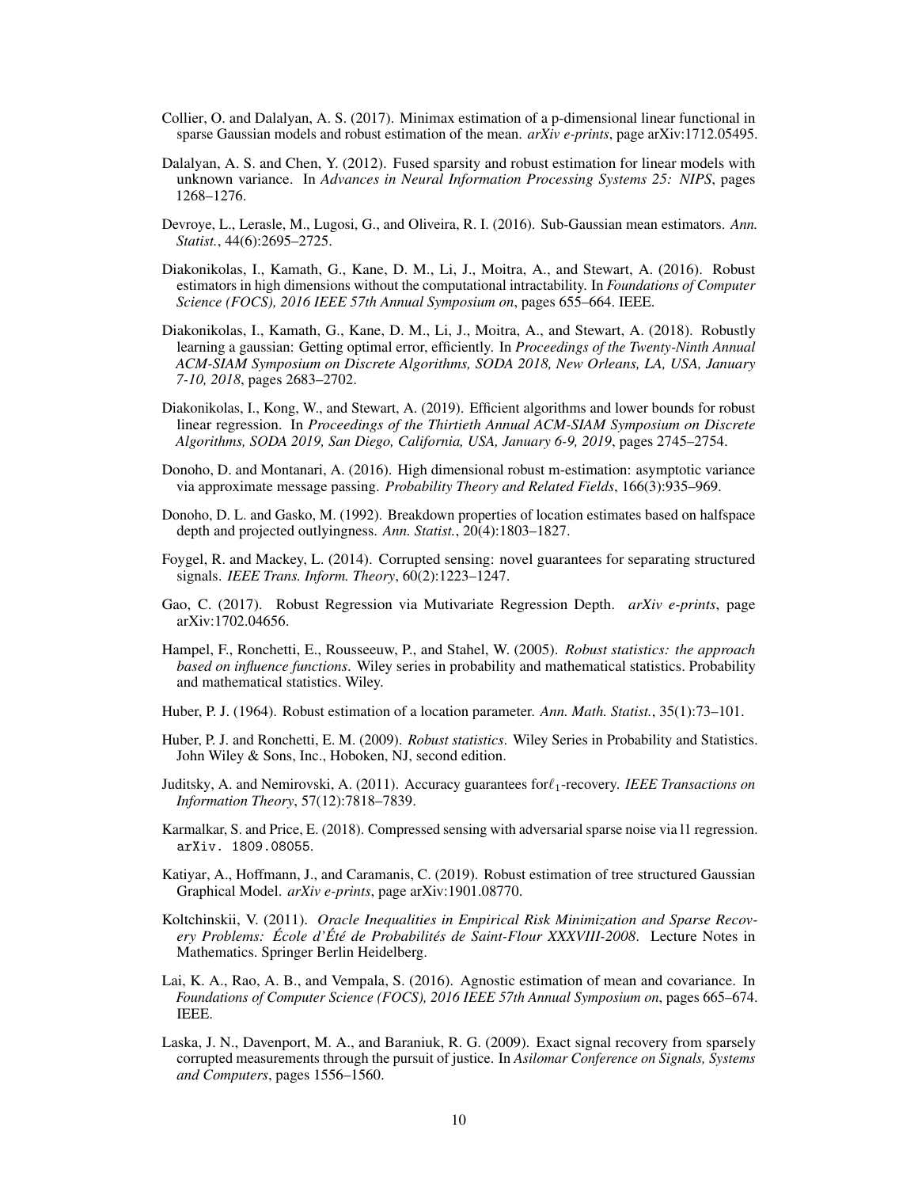Collier, O. and Dalalyan, A. S. (2017). Minimax estimation of a p-dimensional linear functional in sparse Gaussian models and robust estimation of the mean. *arXiv e-prints*, page arXiv:1712.05495.

Dalalyan, A. S. and Chen, Y. (2012). Fused sparsity and robust estimation for linear models with unknown variance. In *Advances in Neural Information Processing Systems 25: NIPS*, pages 1268–1276.

Devroye, L., Lerasle, M., Lugosi, G., and Oliveira, R. I. (2016). Sub-Gaussian mean estimators. *Ann. Statist.*, 44(6):2695–2725.

Diakonikolas, I., Kamath, G., Kane, D. M., Li, J., Moitra, A., and Stewart, A. (2016). Robust estimators in high dimensions without the computational intractability. In *Foundations of Computer Science (FOCS), 2016 IEEE 57th Annual Symposium on*, pages 655–664. IEEE.

Diakonikolas, I., Kamath, G., Kane, D. M., Li, J., Moitra, A., and Stewart, A. (2018). Robustly learning a gaussian: Getting optimal error, efficiently. In *Proceedings of the Twenty-Ninth Annual ACM-SIAM Symposium on Discrete Algorithms, SODA 2018, New Orleans, LA, USA, January 7-10, 2018*, pages 2683–2702.

Diakonikolas, I., Kong, W., and Stewart, A. (2019). Efficient algorithms and lower bounds for robust linear regression. In *Proceedings of the Thirtieth Annual ACM-SIAM Symposium on Discrete Algorithms, SODA 2019, San Diego, California, USA, January 6-9, 2019*, pages 2745–2754.

Donoho, D. and Montanari, A. (2016). High dimensional robust m-estimation: asymptotic variance via approximate message passing. *Probability Theory and Related Fields*, 166(3):935–969.

Donoho, D. L. and Gasko, M. (1992). Breakdown properties of location estimates based on halfspace depth and projected outlyingness. *Ann. Statist.*, 20(4):1803–1827.

Foygel, R. and Mackey, L. (2014). Corrupted sensing: novel guarantees for separating structured signals. *IEEE Trans. Inform. Theory*, 60(2):1223–1247.

Gao, C. (2017). Robust Regression via Mutivariate Regression Depth. *arXiv e-prints*, page arXiv:1702.04656.

Hampel, F., Ronchetti, E., Rousseeuw, P., and Stahel, W. (2005). *Robust statistics: the approach based on influence functions*. Wiley series in probability and mathematical statistics. Probability and mathematical statistics. Wiley.

Huber, P. J. (1964). Robust estimation of a location parameter. *Ann. Math. Statist.*, 35(1):73–101.

Huber, P. J. and Ronchetti, E. M. (2009). *Robust statistics*. Wiley Series in Probability and Statistics. John Wiley & Sons, Inc., Hoboken, NJ, second edition.

Juditsky, A. and Nemirovski, A. (2011). Accuracy guarantees for$\ell_1$-recovery. *IEEE Transactions on Information Theory*, 57(12):7818–7839.

Karmalkar, S. and Price, E. (2018). Compressed sensing with adversarial sparse noise via l1 regression. arXiv. 1809.08055.

Katiyar, A., Hoffmann, J., and Caramanis, C. (2019). Robust estimation of tree structured Gaussian Graphical Model. *arXiv e-prints*, page arXiv:1901.08770.

Koltchinskii, V. (2011). *Oracle Inequalities in Empirical Risk Minimization and Sparse Recovery Problems: École d'Été de Probabilités de Saint-Flour XXXVIII-2008*. Lecture Notes in Mathematics. Springer Berlin Heidelberg.

Lai, K. A., Rao, A. B., and Vempala, S. (2016). Agnostic estimation of mean and covariance. In *Foundations of Computer Science (FOCS), 2016 IEEE 57th Annual Symposium on*, pages 665–674. IEEE.

Laska, J. N., Davenport, M. A., and Baraniuk, R. G. (2009). Exact signal recovery from sparsely corrupted measurements through the pursuit of justice. In *Asilomar Conference on Signals, Systems and Computers*, pages 1556–1560.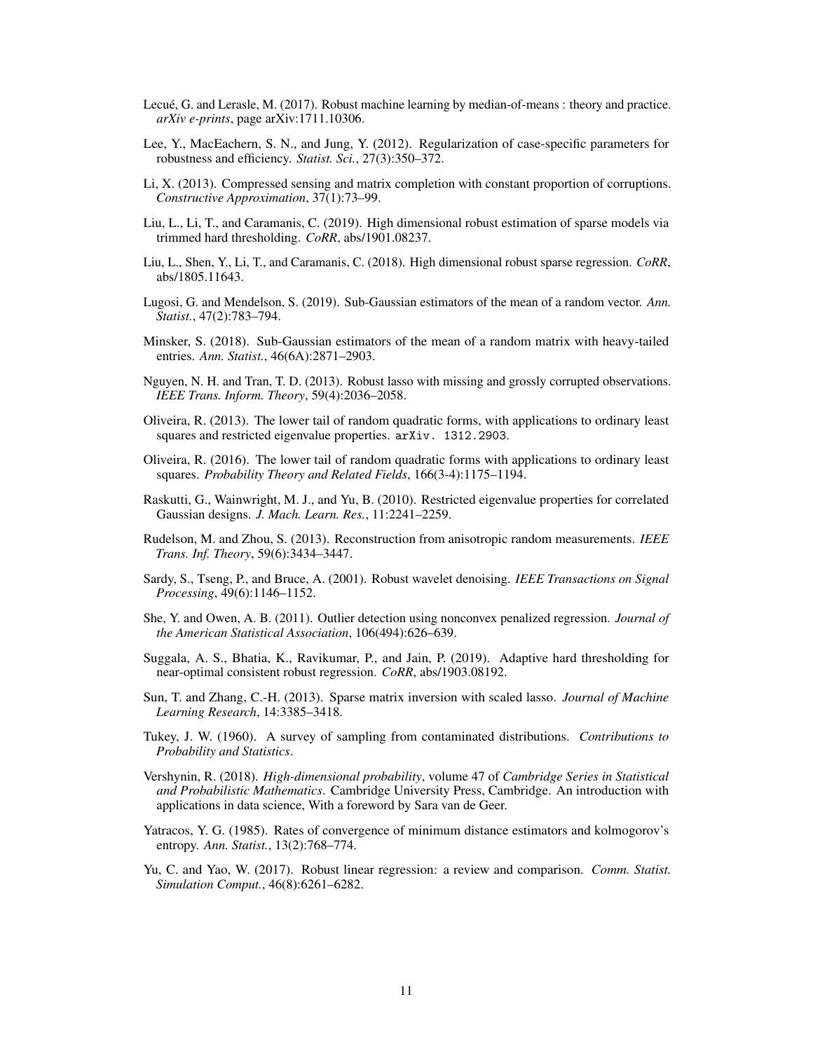Lecué, G. and Lerasle, M. (2017). Robust machine learning by median-of-means : theory and practice. *arXiv e-prints*, page arXiv:1711.10306.

Lee, Y., MacEachern, S. N., and Jung, Y. (2012). Regularization of case-specific parameters for robustness and efficiency. *Statist. Sci.*, 27(3):350–372.

Li, X. (2013). Compressed sensing and matrix completion with constant proportion of corruptions. *Constructive Approximation*, 37(1):73–99.

Liu, L., Li, T., and Caramanis, C. (2019). High dimensional robust estimation of sparse models via trimmed hard thresholding. *CoRR*, abs/1901.08237.

Liu, L., Shen, Y., Li, T., and Caramanis, C. (2018). High dimensional robust sparse regression. *CoRR*, abs/1805.11643.

Lugosi, G. and Mendelson, S. (2019). Sub-Gaussian estimators of the mean of a random vector. *Ann. Statist.*, 47(2):783–794.

Minsker, S. (2018). Sub-Gaussian estimators of the mean of a random matrix with heavy-tailed entries. *Ann. Statist.*, 46(6A):2871–2903.

Nguyen, N. H. and Tran, T. D. (2013). Robust lasso with missing and grossly corrupted observations. *IEEE Trans. Inform. Theory*, 59(4):2036–2058.

Oliveira, R. (2013). The lower tail of random quadratic forms, with applications to ordinary least squares and restricted eigenvalue properties. `arXiv. 1312.2903`.

Oliveira, R. (2016). The lower tail of random quadratic forms with applications to ordinary least squares. *Probability Theory and Related Fields*, 166(3-4):1175–1194.

Raskutti, G., Wainwright, M. J., and Yu, B. (2010). Restricted eigenvalue properties for correlated Gaussian designs. *J. Mach. Learn. Res.*, 11:2241–2259.

Rudelson, M. and Zhou, S. (2013). Reconstruction from anisotropic random measurements. *IEEE Trans. Inf. Theory*, 59(6):3434–3447.

Sardy, S., Tseng, P., and Bruce, A. (2001). Robust wavelet denoising. *IEEE Transactions on Signal Processing*, 49(6):1146–1152.

She, Y. and Owen, A. B. (2011). Outlier detection using nonconvex penalized regression. *Journal of the American Statistical Association*, 106(494):626–639.

Suggala, A. S., Bhatia, K., Ravikumar, P., and Jain, P. (2019). Adaptive hard thresholding for near-optimal consistent robust regression. *CoRR*, abs/1903.08192.

Sun, T. and Zhang, C.-H. (2013). Sparse matrix inversion with scaled lasso. *Journal of Machine Learning Research*, 14:3385–3418.

Tukey, J. W. (1960). A survey of sampling from contaminated distributions. *Contributions to Probability and Statistics*.

Vershynin, R. (2018). *High-dimensional probability*, volume 47 of *Cambridge Series in Statistical and Probabilistic Mathematics*. Cambridge University Press, Cambridge. An introduction with applications in data science, With a foreword by Sara van de Geer.

Yatracos, Y. G. (1985). Rates of convergence of minimum distance estimators and kolmogorov's entropy. *Ann. Statist.*, 13(2):768–774.

Yu, C. and Yao, W. (2017). Robust linear regression: a review and comparison. *Comm. Statist. Simulation Comput.*, 46(8):6261–6282.